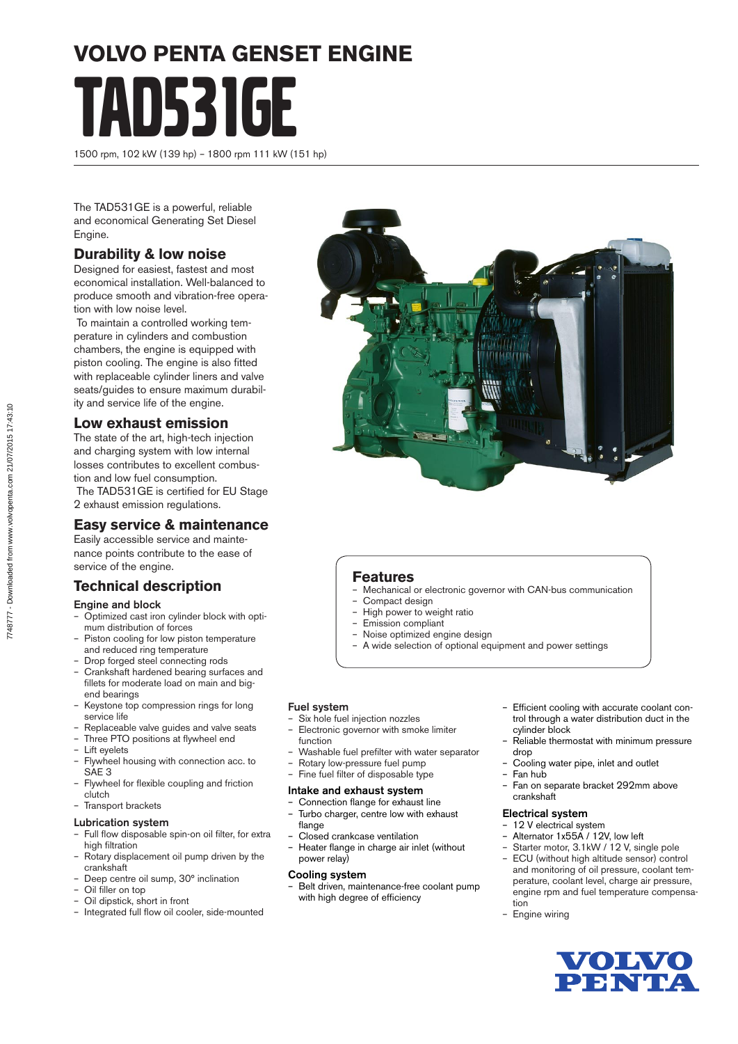# VOLVO PENTA GENSET ENGINE

# TAD531GE

1500 rpm, 102 kW (139 hp) – 1800 rpm 111 kW (151 hp)

The TAD531GE is a powerful, reliable and economical Generating Set Diesel Engine.

## Durability & low noise

Designed for easiest, fastest and most economical installation. Well-balanced to produce smooth and vibration-free operation with low noise level.

To maintain a controlled working temperature in cylinders and combustion chambers, the engine is equipped with piston cooling. The engine is also fitted with replaceable cylinder liners and valve seats/guides to ensure maximum durability and service life of the engine.

## Low exhaust emission

The state of the art, high-tech injection and charging system with low internal losses contributes to excellent combustion and low fuel consumption.

The TAD531GE is certified for EU Stage 2 exhaust emission regulations.

## Easy service & maintenance

Easily accessible service and maintenance points contribute to the ease of service of the engine.

## Features

- Mechanical or electronic governor with CAN-bus communication
- Compact design
- High power to weight ratio
- Emission compliant
- Noise optimized engine design
- A wide selection of optional equipment and power settings

## Technical description

### Engine and block

- Optimized cast iron cylinder block with optimum distribution of forces
- Piston cooling for low piston temperature and reduced ring temperature
- Drop forged steel connecting rods
- Crankshaft hardened bearing surfaces and fillets for moderate load on main and big-end bearings
- Keystone top compression rings for long service life
- Replaceable valve guides and valve seats
- Three PTO positions at flywheel end
- Lift eyelets
- Flywheel housing with connection acc. to SAE 3
- Flywheel for flexible coupling and friction clutch
- Transport brackets

### Lubrication system

- Full flow disposable spin-on oil filter, for extra high filtration
- Rotary displacement oil pump driven by the crankshaft
- Deep centre oil sump, 30° inclination
- Oil filler on top
- Oil dipstick, short in front
- Integrated full flow oil cooler, side-mounted

### Fuel system

- Six hole fuel injection nozzles
- Electronic governor with smoke limiter function
- Washable fuel prefilter with water separator
- Rotary low-pressure fuel pump
- Fine fuel filter of disposable type

### Intake and exhaust system

- Connection flange for exhaust line
- Turbo charger, centre low with exhaust flange
- Closed crankcase ventilation
- Heater flange in charge air inlet (without power relay)

### Cooling system

- Belt driven, maintenance-free coolant pump with high degree of efficiency
- Efficient cooling with accurate coolant control through a water distribution duct in the cylinder block
- Reliable thermostat with minimum pressure drop
- Cooling water pipe, inlet and outlet
- Fan hub
- Fan on separate bracket 292mm above crankshaft

### Electrical system

- 12 V electrical system
- Alternator 1x55A / 12V, low left
- Starter motor, 3.1kW / 12 V, single pole
- ECU (without high altitude sensor) control and monitoring of oil pressure, coolant temperature, coolant level, charge air pressure, engine rpm and fuel temperature compensation
- Engine wiring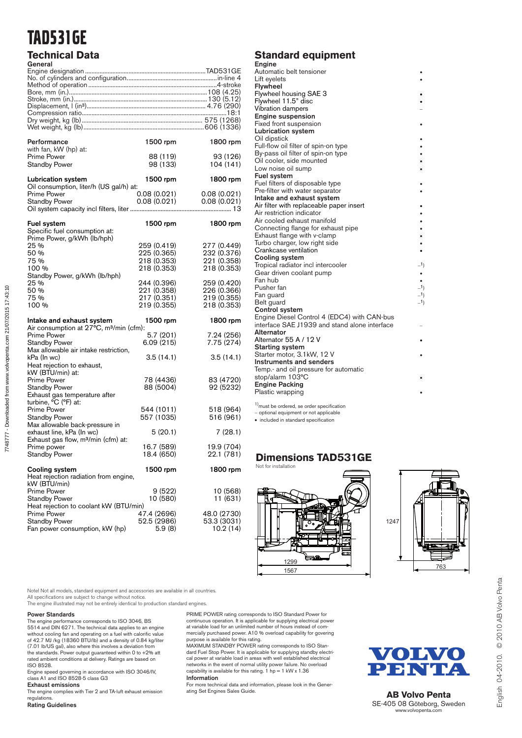# TAD531GE

## Technical Data

### General

| | |
|---|---|
| Engine designation | TAD531GE |
| No. of cylinders and configuration | in-line 4 |
| Method of operation | 4-stroke |
| Bore, mm (in.) | 108 (4.25) |
| Stroke, mm (in.) | 130 (5.12) |
| Displacement, l (in³) | 4.76 (290) |
| Compression ratio | 18:1 |
| Dry weight, kg (lb) | 575 (1268) |
| Wet weight, kg (lb) | 606 (1336) |

| Performance | 1500 rpm | 1800 rpm |
|---|---|---|
| with fan, kW (hp) at: | | |
| Prime Power | 88 (119) | 93 (126) |
| Standby Power | 98 (133) | 104 (141) |

| Lubrication system | 1500 rpm | 1800 rpm |
|---|---|---|
| Oil consumption, liter/h (US gal/h) at: | | |
| Prime Power | 0.08 (0.021) | 0.08 (0.021) |
| Standby Power | 0.08 (0.021) | 0.08 (0.021) |
| Oil system capacity incl filters, liter | | 13 |

| Fuel system | 1500 rpm | 1800 rpm |
|---|---|---|
| Specific fuel consumption at: | | |
| Prime Power, g/kWh (lb/hph) | | |
| 25 % | 259 (0.419) | 277 (0.449) |
| 50 % | 225 (0.365) | 232 (0.376) |
| 75 % | 218 (0.353) | 221 (0.358) |
| 100 % | 218 (0.353) | 218 (0.353) |
| Standby Power, g/kWh (lb/hph) | | |
| 25 % | 244 (0.396) | 259 (0.420) |
| 50 % | 221 (0.358) | 226 (0.366) |
| 75 % | 217 (0.351) | 219 (0.355) |
| 100 % | 219 (0.355) | 218 (0.353) |

| Intake and exhaust system | 1500 rpm | 1800 rpm |
|---|---|---|
| Air consumption at 27°C, m³/min (cfm): | | |
| Prime Power | 5.7 (201) | 7.24 (256) |
| Standby Power | 6.09 (215) | 7.75 (274) |
| Max allowable air intake restriction, kPa (In wc) | 3.5 (14.1) | 3.5 (14.1) |
| Heat rejection to exhaust, kW (BTU/min) at: | | |
| Prime Power | 78 (4436) | 83 (4720) |
| Standby Power | 88 (5004) | 92 (5232) |
| Exhaust gas temperature after turbine, °C (°F) at: | | |
| Prime Power | 544 (1011) | 518 (964) |
| Standby Power | 557 (1035) | 516 (961) |
| Max allowable back-pressure in exhaust line, kPa (In wc) | 5 (20.1) | 7 (28.1) |
| Exhaust gas flow, m³/min (cfm) at: | | |
| Prime power | 16.7 (589) | 19.9 (704) |
| Standby Power | 18.4 (650) | 22.1 (781) |

| Cooling system | 1500 rpm | 1800 rpm |
|---|---|---|
| Heat rejection radiation from engine, kW (BTU/min) | | |
| Prime Power | 9 (522) | 10 (568) |
| Standby Power | 10 (580) | 11 (631) |
| Heat rejection to coolant kW (BTU/min) | | |
| Prime Power | 47.4 (2696) | 48.0 (2730) |
| Standby Power | 52.5 (2986) | 53.3 (3031) |
| Fan power consumption, kW (hp) | 5.9 (8) | 10.2 (14) |

## Standard equipment

| | |
|---|---|
| **Engine** | |
| Automatic belt tensioner | • |
| Lift eyelets | • |
| **Flywheel** | |
| Flywheel housing SAE 3 | • |
| Flywheel 11.5" disc | • |
| Vibration dampers | – |
| **Engine suspension** | |
| Fixed front suspension | • |
| **Lubrication system** | |
| Oil dipstick | • |
| Full-flow oil filter of spin-on type | • |
| By-pass oil filter of spin-on type | • |
| Oil cooler, side mounted | • |
| Low noise oil sump | • |
| **Fuel system** | |
| Fuel filters of disposable type | • |
| Pre-filter with water separator | • |
| **Intake and exhaust system** | |
| Air filter with replaceable paper insert | • |
| Air restriction indicator | • |
| Air cooled exhaust manifold | • |
| Connecting flange for exhaust pipe | • |
| Exhaust flange with v-clamp | • |
| Turbo charger, low right side | • |
| Crankcase ventilation | • |
| **Cooling system** | |
| Tropical radiator incl intercooler | –[1] |
| Gear driven coolant pump | • |
| Fan hub | • |
| Pusher fan | –[1] |
| Fan guard | –[1] |
| Belt guard | –[1] |
| **Control system** | |
| Engine Diesel Control 4 (EDC4) with CAN-bus interface SAE J1939 and stand alone interface | – |
| **Alternator** | |
| Alternator 55 A / 12 V | • |
| **Starting system** | |
| Starter motor, 3.1kW, 12 V | • |
| **Instruments and senders** | |
| Temp.- and oil pressure for automatic stop/alarm 103°C | • |
| **Engine Packing** | |
| Plastic wrapping | • |

[1] must be ordered, se order specification
– optional equipment or not applicable
• included in standard specification

## Dimensions TAD531GE

Not for installation

1299
1567
1247
763

Note! Not all models, standard equipment and accessories are available in all countries.
All specifications are subject to change without notice.
The engine illustrated may not be entirely identical to production standard engines.

**Power Standards**
The engine performance corresponds to ISO 3046, BS 5514 and DIN 6271. The technical data applies to an engine without cooling fan and operating on a fuel with calorific value of 42.7 MJ /kg (18360 BTU/lb) and a density of 0.84 kg/liter (7.01 lb/US gal), also where this involves a deviation from the standards. Power output guaranteed within 0 to +2% att rated ambient conditions at delivery. Ratings are based on ISO 8528.
Engine speed governing in accordance with ISO 3046/IV, class A1 and ISO 8528-5 class G3

**Exhaust emissions**
The engine complies with Tier 2 and TA-luft exhaust emission regulations.

**Rating Guidelines**
PRIME POWER rating corresponds to ISO Standard Power for continuous operation. It is applicable for supplying electrical power at variable load for an unlimited number of hours instead of commercially purchased power. A10 % overload capability for govering purpose is available for this rating.
MAXIMUM STANDBY POWER rating corresponds to ISO Standard Fuel Stop Power. It is applicable for supplying standby electrical power at variable load in areas with well established electrical networks in the event of normal utility power failure. No overload capability is available for this rating. 1 hp = 1 kW x 1.36

**Information**
For more technical data and information, please look in the Generating Set Engines Sales Guide.

VOLVO PENTA

**AB Volvo Penta**
SE-405 08 Göteborg, Sweden
www.volvopenta.com

English 04-2010. © 2010 AB Volvo Penta